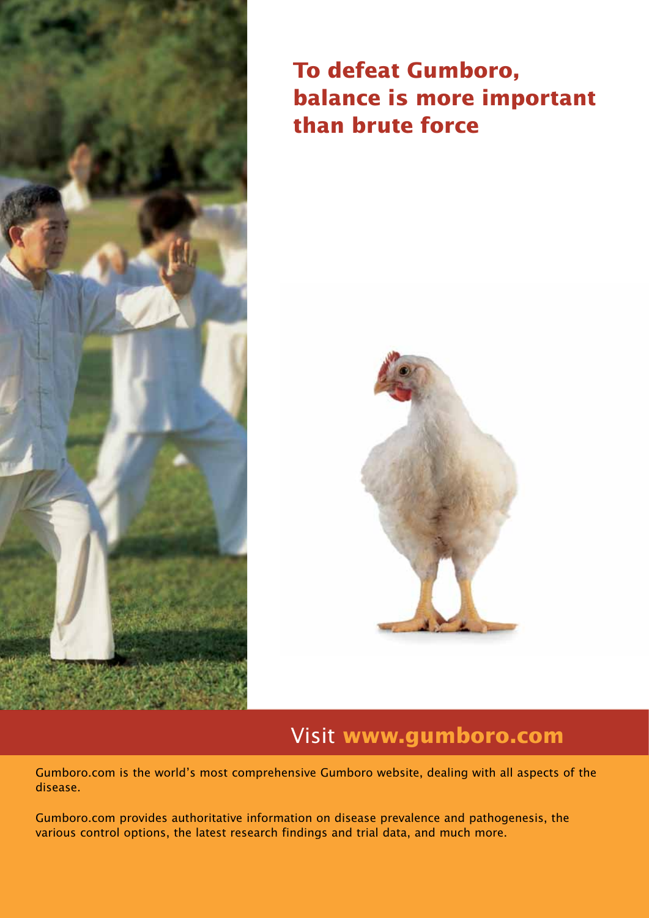# To defeat Gumboro, balance is more important than brute force

## Visit **www.gumboro.com**

Gumboro.com is the world's most comprehensive Gumboro website, dealing with all aspects of the disease.

Gumboro.com provides authoritative information on disease prevalence and pathogenesis, the various control options, the latest research findings and trial data, and much more.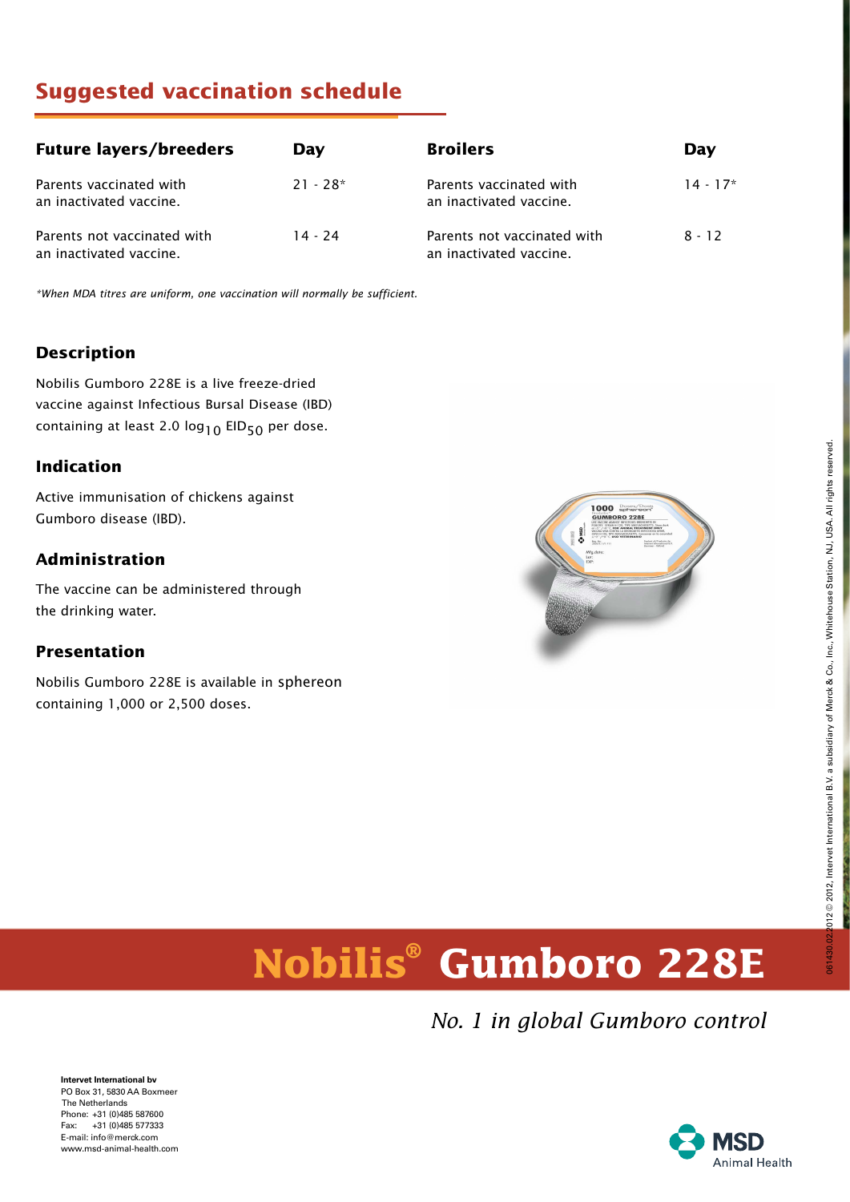## Suggested vaccination schedule

| Future layers/breeders | Day | Broilers | Day |
|---|---|---|---|
| Parents vaccinated with an inactivated vaccine. | 21 - 28* | Parents vaccinated with an inactivated vaccine. | 14 - 17* |
| Parents not vaccinated with an inactivated vaccine. | 14 - 24 | Parents not vaccinated with an inactivated vaccine. | 8 - 12 |

*\*When MDA titres are uniform, one vaccination will normally be sufficient.*

### Description

Nobilis Gumboro 228E is a live freeze-dried vaccine against Infectious Bursal Disease (IBD) containing at least 2.0 $\log_{10}$ $EID_{50}$ per dose.

### Indication

Active immunisation of chickens against Gumboro disease (IBD).

### Administration

The vaccine can be administered through the drinking water.

### Presentation

Nobilis Gumboro 228E is available in sphereon containing 1,000 or 2,500 doses.

# Nobilis® Gumboro 228E

*No. 1 in global Gumboro control*

**Intervet International bv**
PO Box 31, 5830 AA Boxmeer
The Netherlands
Phone: +31 (0)485 587600
Fax: +31 (0)485 577333
E-mail: info@merck.com
www.msd-animal-health.com

MSD Animal Health

061430.02.2012 © 2012, Intervet International B.V. a subsidiary of Merck & Co., Inc., Whitehouse Station, NJ, USA. All rights reserved.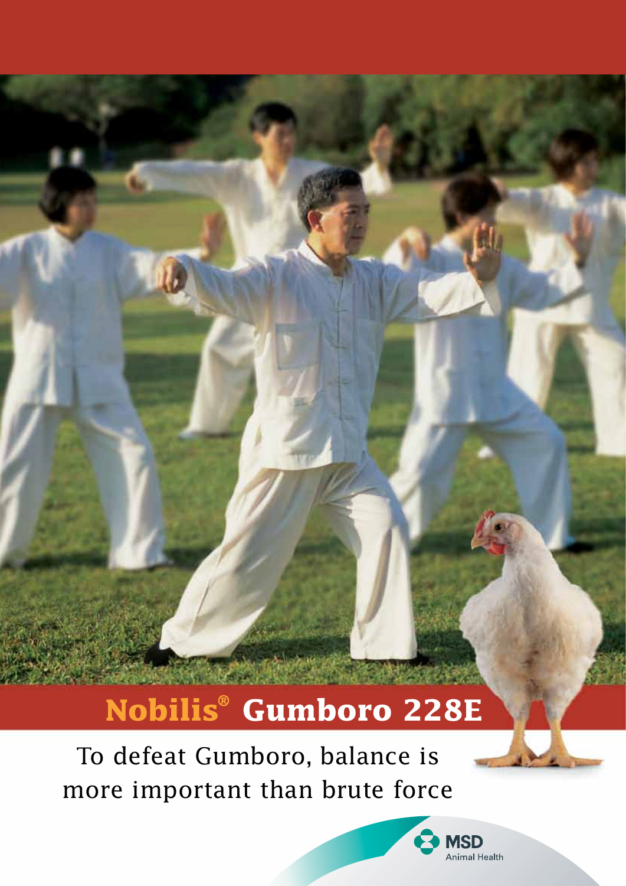# Nobilis® Gumboro 228E

To defeat Gumboro, balance is more important than brute force

MSD Animal Health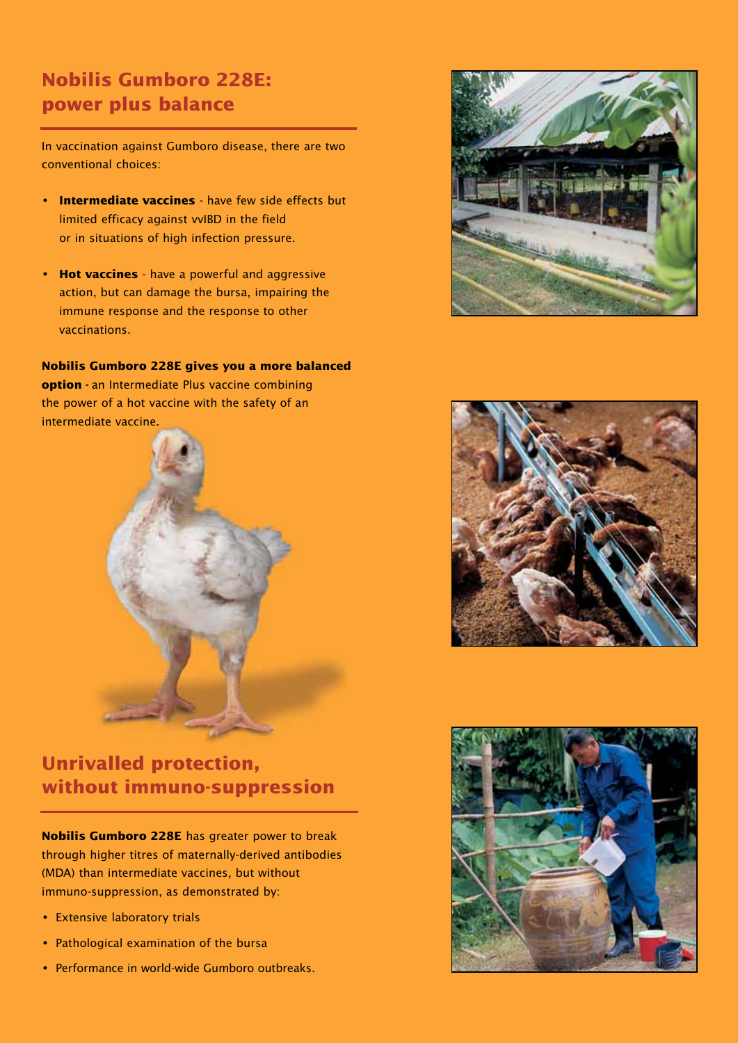## Nobilis Gumboro 228E: power plus balance

In vaccination against Gumboro disease, there are two conventional choices:

- **Intermediate vaccines** - have few side effects but limited efficacy against vvIBD in the field or in situations of high infection pressure.
- **Hot vaccines** - have a powerful and aggressive action, but can damage the bursa, impairing the immune response and the response to other vaccinations.

**Nobilis Gumboro 228E gives you a more balanced option** - an Intermediate Plus vaccine combining the power of a hot vaccine with the safety of an intermediate vaccine.

## Unrivalled protection, without immuno-suppression

**Nobilis Gumboro 228E** has greater power to break through higher titres of maternally-derived antibodies (MDA) than intermediate vaccines, but without immuno-suppression, as demonstrated by:

- Extensive laboratory trials
- Pathological examination of the bursa
- Performance in world-wide Gumboro outbreaks.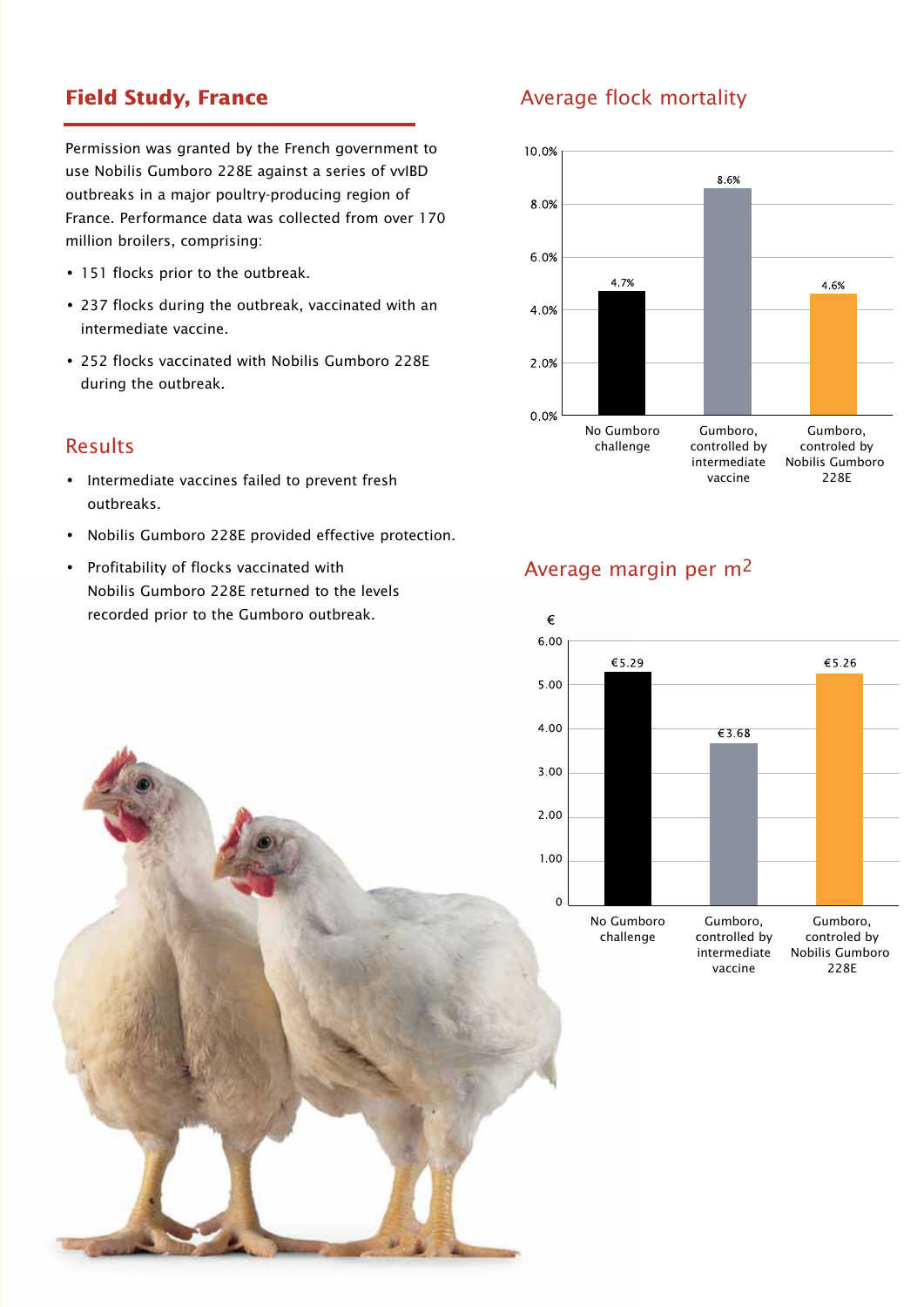## Field Study, France

Permission was granted by the French government to use Nobilis Gumboro 228E against a series of vvIBD outbreaks in a major poultry-producing region of France. Performance data was collected from over 170 million broilers, comprising:

- 151 flocks prior to the outbreak.
- 237 flocks during the outbreak, vaccinated with an intermediate vaccine.
- 252 flocks vaccinated with Nobilis Gumboro 228E during the outbreak.

### Results

- Intermediate vaccines failed to prevent fresh outbreaks.
- Nobilis Gumboro 228E provided effective protection.
- Profitability of flocks vaccinated with Nobilis Gumboro 228E returned to the levels recorded prior to the Gumboro outbreak.

### Average flock mortality

| | Average flock mortality |
|---|---|
| No Gumboro challenge | 4.7% |
| Gumboro, controlled by intermediate vaccine | 8.6% |
| Gumboro, controled by Nobilis Gumboro 228E | 4.6% |

### Average margin per m$^2$

| | € |
|---|---|
| No Gumboro challenge | €5.29 |
| Gumboro, controlled by intermediate vaccine | €3.68 |
| Gumboro, controled by Nobilis Gumboro 228E | €5.26 |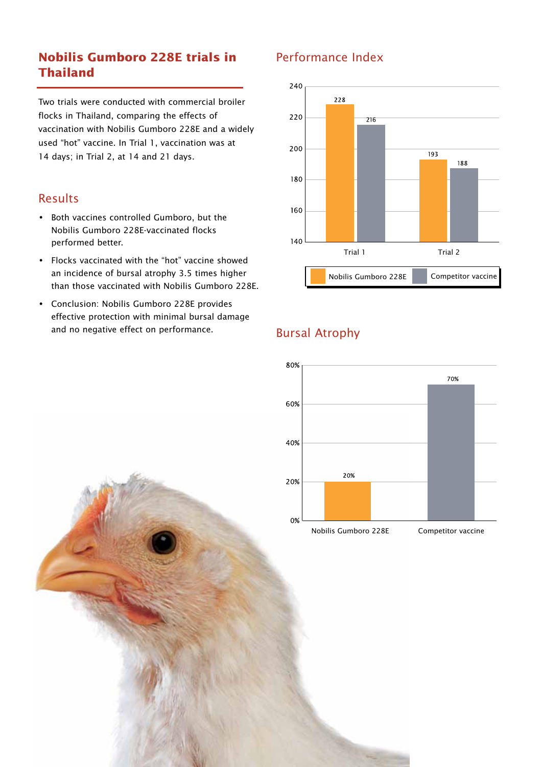## Nobilis Gumboro 228E trials in Thailand

Two trials were conducted with commercial broiler flocks in Thailand, comparing the effects of vaccination with Nobilis Gumboro 228E and a widely used "hot" vaccine. In Trial 1, vaccination was at 14 days; in Trial 2, at 14 and 21 days.

### Results

- Both vaccines controlled Gumboro, but the Nobilis Gumboro 228E-vaccinated flocks performed better.
- Flocks vaccinated with the "hot" vaccine showed an incidence of bursal atrophy 3.5 times higher than those vaccinated with Nobilis Gumboro 228E.
- Conclusion: Nobilis Gumboro 228E provides effective protection with minimal bursal damage and no negative effect on performance.

### Performance Index

240
220
200
180
160
140

228
216
193
188

Trial 1
Trial 2

Nobilis Gumboro 228E
Competitor vaccine

### Bursal Atrophy

80%
60%
40%
20%
0%

20%
70%

Nobilis Gumboro 228E
Competitor vaccine